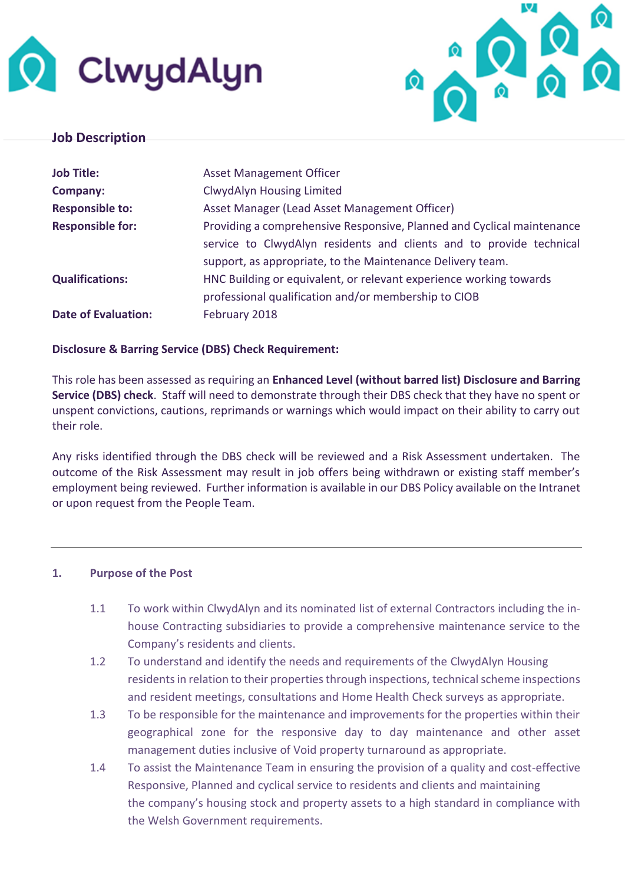ClwydAlyn

## Job Description

| | |
|---|---|
| **Job Title:** | Asset Management Officer |
| **Company:** | ClwydAlyn Housing Limited |
| **Responsible to:** | Asset Manager (Lead Asset Management Officer) |
| **Responsible for:** | Providing a comprehensive Responsive, Planned and Cyclical maintenance service to ClwydAlyn residents and clients and to provide technical support, as appropriate, to the Maintenance Delivery team. |
| **Qualifications:** | HNC Building or equivalent, or relevant experience working towards professional qualification and/or membership to CIOB |
| **Date of Evaluation:** | February 2018 |

**Disclosure & Barring Service (DBS) Check Requirement:**

This role has been assessed as requiring an **Enhanced Level (without barred list) Disclosure and Barring Service (DBS) check**. Staff will need to demonstrate through their DBS check that they have no spent or unspent convictions, cautions, reprimands or warnings which would impact on their ability to carry out their role.

Any risks identified through the DBS check will be reviewed and a Risk Assessment undertaken. The outcome of the Risk Assessment may result in job offers being withdrawn or existing staff member's employment being reviewed. Further information is available in our DBS Policy available on the Intranet or upon request from the People Team.

---

### 1. Purpose of the Post

1.1 To work within ClwydAlyn and its nominated list of external Contractors including the in-house Contracting subsidiaries to provide a comprehensive maintenance service to the Company's residents and clients.

1.2 To understand and identify the needs and requirements of the ClwydAlyn Housing residents in relation to their properties through inspections, technical scheme inspections and resident meetings, consultations and Home Health Check surveys as appropriate.

1.3 To be responsible for the maintenance and improvements for the properties within their geographical zone for the responsive day to day maintenance and other asset management duties inclusive of Void property turnaround as appropriate.

1.4 To assist the Maintenance Team in ensuring the provision of a quality and cost-effective Responsive, Planned and cyclical service to residents and clients and maintaining the company's housing stock and property assets to a high standard in compliance with the Welsh Government requirements.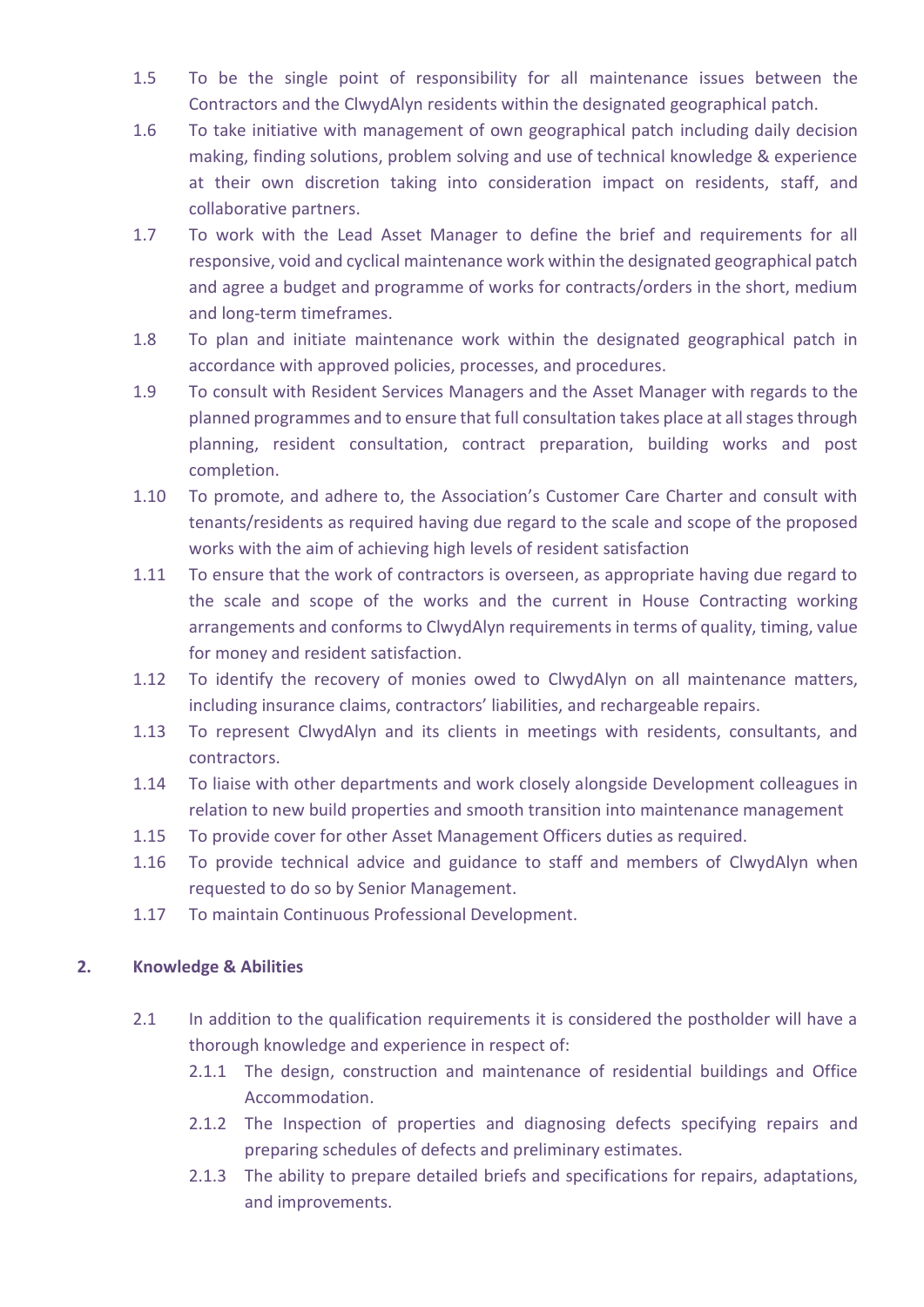1.5 To be the single point of responsibility for all maintenance issues between the Contractors and the ClwydAlyn residents within the designated geographical patch.

1.6 To take initiative with management of own geographical patch including daily decision making, finding solutions, problem solving and use of technical knowledge & experience at their own discretion taking into consideration impact on residents, staff, and collaborative partners.

1.7 To work with the Lead Asset Manager to define the brief and requirements for all responsive, void and cyclical maintenance work within the designated geographical patch and agree a budget and programme of works for contracts/orders in the short, medium and long-term timeframes.

1.8 To plan and initiate maintenance work within the designated geographical patch in accordance with approved policies, processes, and procedures.

1.9 To consult with Resident Services Managers and the Asset Manager with regards to the planned programmes and to ensure that full consultation takes place at all stages through planning, resident consultation, contract preparation, building works and post completion.

1.10 To promote, and adhere to, the Association's Customer Care Charter and consult with tenants/residents as required having due regard to the scale and scope of the proposed works with the aim of achieving high levels of resident satisfaction

1.11 To ensure that the work of contractors is overseen, as appropriate having due regard to the scale and scope of the works and the current in House Contracting working arrangements and conforms to ClwydAlyn requirements in terms of quality, timing, value for money and resident satisfaction.

1.12 To identify the recovery of monies owed to ClwydAlyn on all maintenance matters, including insurance claims, contractors' liabilities, and rechargeable repairs.

1.13 To represent ClwydAlyn and its clients in meetings with residents, consultants, and contractors.

1.14 To liaise with other departments and work closely alongside Development colleagues in relation to new build properties and smooth transition into maintenance management

1.15 To provide cover for other Asset Management Officers duties as required.

1.16 To provide technical advice and guidance to staff and members of ClwydAlyn when requested to do so by Senior Management.

1.17 To maintain Continuous Professional Development.

## 2. Knowledge & Abilities

2.1 In addition to the qualification requirements it is considered the postholder will have a thorough knowledge and experience in respect of:

2.1.1 The design, construction and maintenance of residential buildings and Office Accommodation.

2.1.2 The Inspection of properties and diagnosing defects specifying repairs and preparing schedules of defects and preliminary estimates.

2.1.3 The ability to prepare detailed briefs and specifications for repairs, adaptations, and improvements.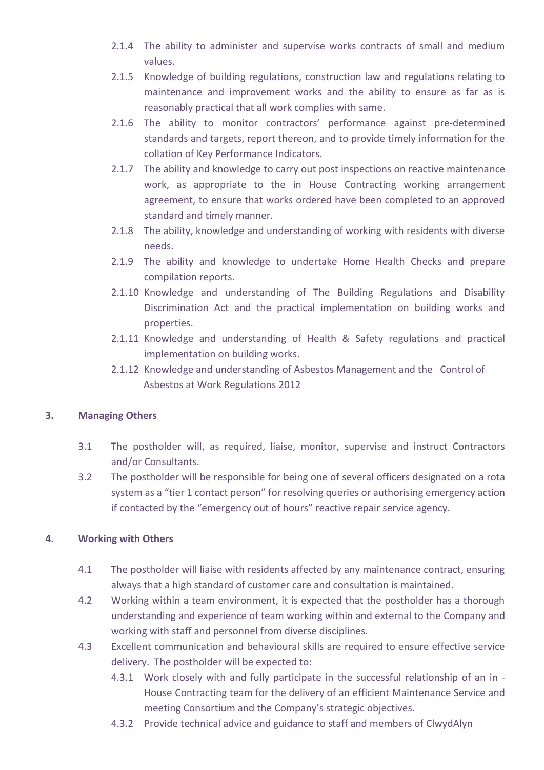2.1.4 The ability to administer and supervise works contracts of small and medium values.

2.1.5 Knowledge of building regulations, construction law and regulations relating to maintenance and improvement works and the ability to ensure as far as is reasonably practical that all work complies with same.

2.1.6 The ability to monitor contractors' performance against pre-determined standards and targets, report thereon, and to provide timely information for the collation of Key Performance Indicators.

2.1.7 The ability and knowledge to carry out post inspections on reactive maintenance work, as appropriate to the in House Contracting working arrangement agreement, to ensure that works ordered have been completed to an approved standard and timely manner.

2.1.8 The ability, knowledge and understanding of working with residents with diverse needs.

2.1.9 The ability and knowledge to undertake Home Health Checks and prepare compilation reports.

2.1.10 Knowledge and understanding of The Building Regulations and Disability Discrimination Act and the practical implementation on building works and properties.

2.1.11 Knowledge and understanding of Health & Safety regulations and practical implementation on building works.

2.1.12 Knowledge and understanding of Asbestos Management and the Control of Asbestos at Work Regulations 2012

## 3. Managing Others

3.1 The postholder will, as required, liaise, monitor, supervise and instruct Contractors and/or Consultants.

3.2 The postholder will be responsible for being one of several officers designated on a rota system as a "tier 1 contact person" for resolving queries or authorising emergency action if contacted by the "emergency out of hours" reactive repair service agency.

## 4. Working with Others

4.1 The postholder will liaise with residents affected by any maintenance contract, ensuring always that a high standard of customer care and consultation is maintained.

4.2 Working within a team environment, it is expected that the postholder has a thorough understanding and experience of team working within and external to the Company and working with staff and personnel from diverse disciplines.

4.3 Excellent communication and behavioural skills are required to ensure effective service delivery. The postholder will be expected to:

4.3.1 Work closely with and fully participate in the successful relationship of an in - House Contracting team for the delivery of an efficient Maintenance Service and meeting Consortium and the Company's strategic objectives.

4.3.2 Provide technical advice and guidance to staff and members of ClwydAlyn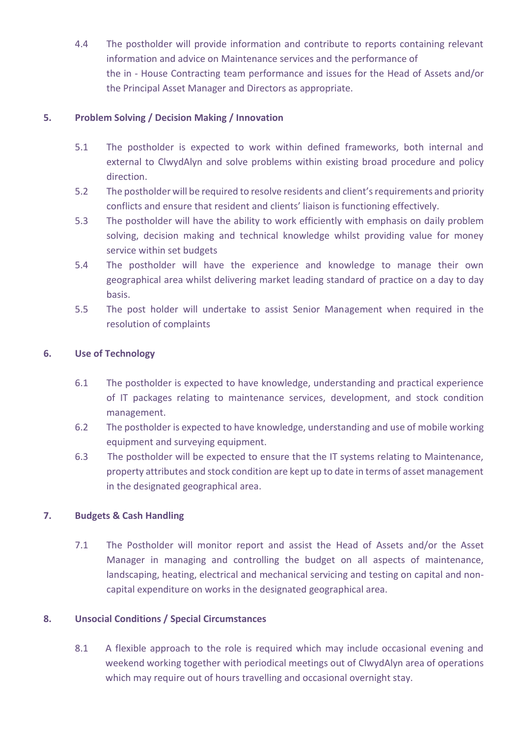4.4 The postholder will provide information and contribute to reports containing relevant information and advice on Maintenance services and the performance of the in - House Contracting team performance and issues for the Head of Assets and/or the Principal Asset Manager and Directors as appropriate.

## 5. Problem Solving / Decision Making / Innovation

5.1 The postholder is expected to work within defined frameworks, both internal and external to ClwydAlyn and solve problems within existing broad procedure and policy direction.

5.2 The postholder will be required to resolve residents and client's requirements and priority conflicts and ensure that resident and clients' liaison is functioning effectively.

5.3 The postholder will have the ability to work efficiently with emphasis on daily problem solving, decision making and technical knowledge whilst providing value for money service within set budgets

5.4 The postholder will have the experience and knowledge to manage their own geographical area whilst delivering market leading standard of practice on a day to day basis.

5.5 The post holder will undertake to assist Senior Management when required in the resolution of complaints

## 6. Use of Technology

6.1 The postholder is expected to have knowledge, understanding and practical experience of IT packages relating to maintenance services, development, and stock condition management.

6.2 The postholder is expected to have knowledge, understanding and use of mobile working equipment and surveying equipment.

6.3 The postholder will be expected to ensure that the IT systems relating to Maintenance, property attributes and stock condition are kept up to date in terms of asset management in the designated geographical area.

## 7. Budgets & Cash Handling

7.1 The Postholder will monitor report and assist the Head of Assets and/or the Asset Manager in managing and controlling the budget on all aspects of maintenance, landscaping, heating, electrical and mechanical servicing and testing on capital and non-capital expenditure on works in the designated geographical area.

## 8. Unsocial Conditions / Special Circumstances

8.1 A flexible approach to the role is required which may include occasional evening and weekend working together with periodical meetings out of ClwydAlyn area of operations which may require out of hours travelling and occasional overnight stay.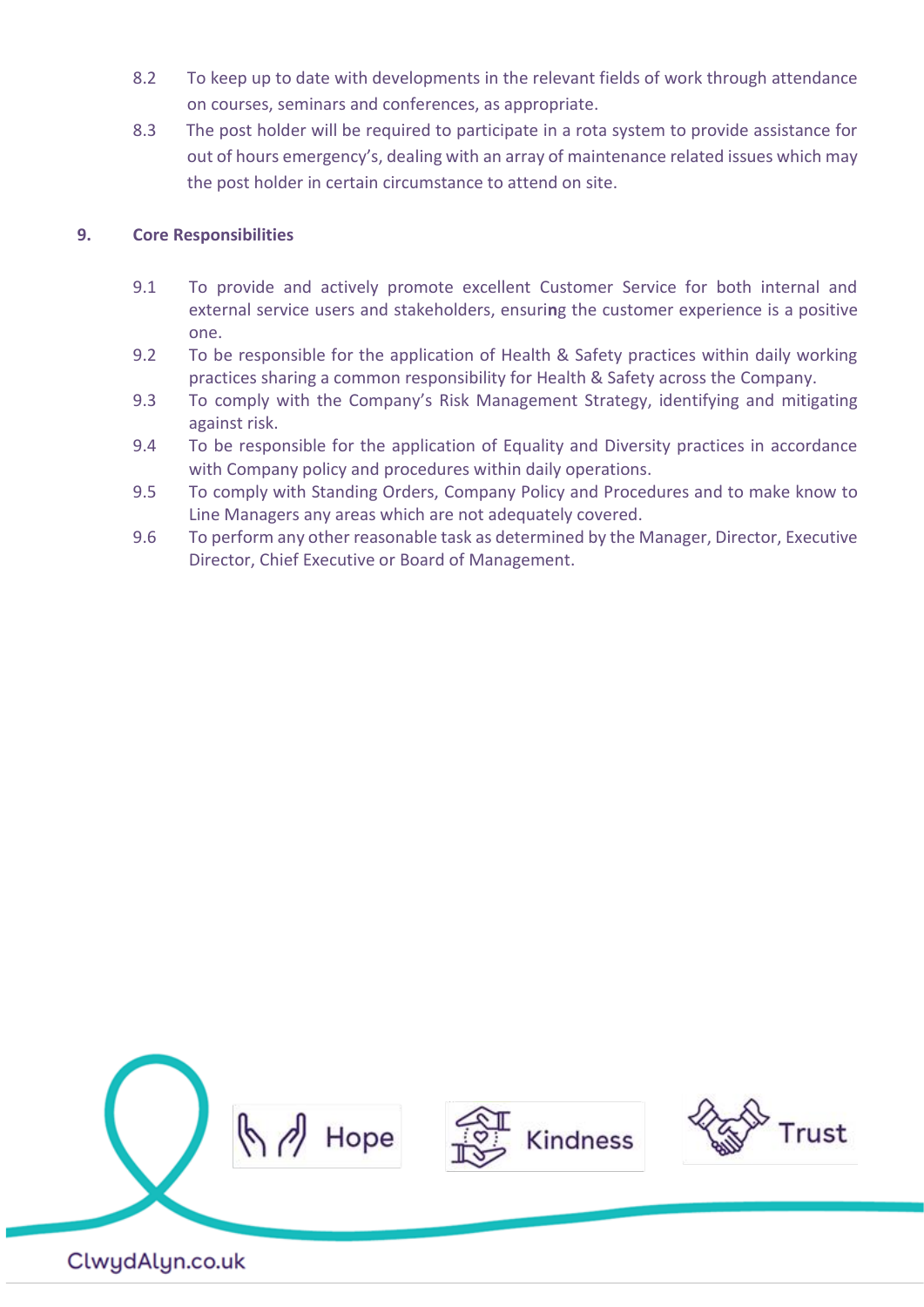8.2 To keep up to date with developments in the relevant fields of work through attendance on courses, seminars and conferences, as appropriate.

8.3 The post holder will be required to participate in a rota system to provide assistance for out of hours emergency's, dealing with an array of maintenance related issues which may the post holder in certain circumstance to attend on site.

## 9. Core Responsibilities

9.1 To provide and actively promote excellent Customer Service for both internal and external service users and stakeholders, ensuring the customer experience is a positive one.

9.2 To be responsible for the application of Health & Safety practices within daily working practices sharing a common responsibility for Health & Safety across the Company.

9.3 To comply with the Company's Risk Management Strategy, identifying and mitigating against risk.

9.4 To be responsible for the application of Equality and Diversity practices in accordance with Company policy and procedures within daily operations.

9.5 To comply with Standing Orders, Company Policy and Procedures and to make know to Line Managers any areas which are not adequately covered.

9.6 To perform any other reasonable task as determined by the Manager, Director, Executive Director, Chief Executive or Board of Management.

Hope

Kindness

Trust

ClwydAlyn.co.uk